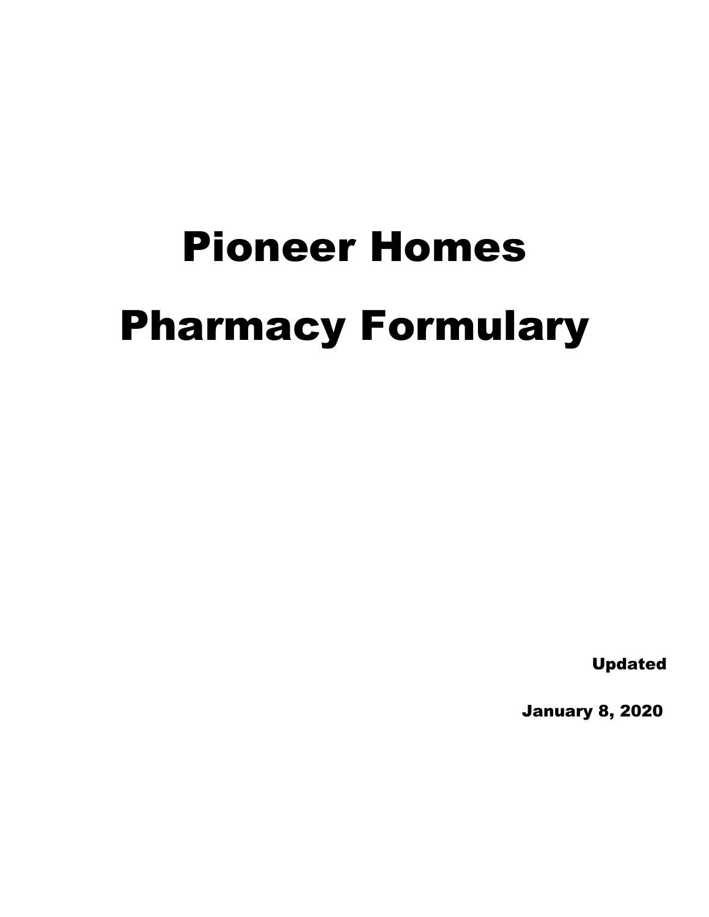# Pioneer Homes

# Pharmacy Formulary

**Updated**

**January 8, 2020**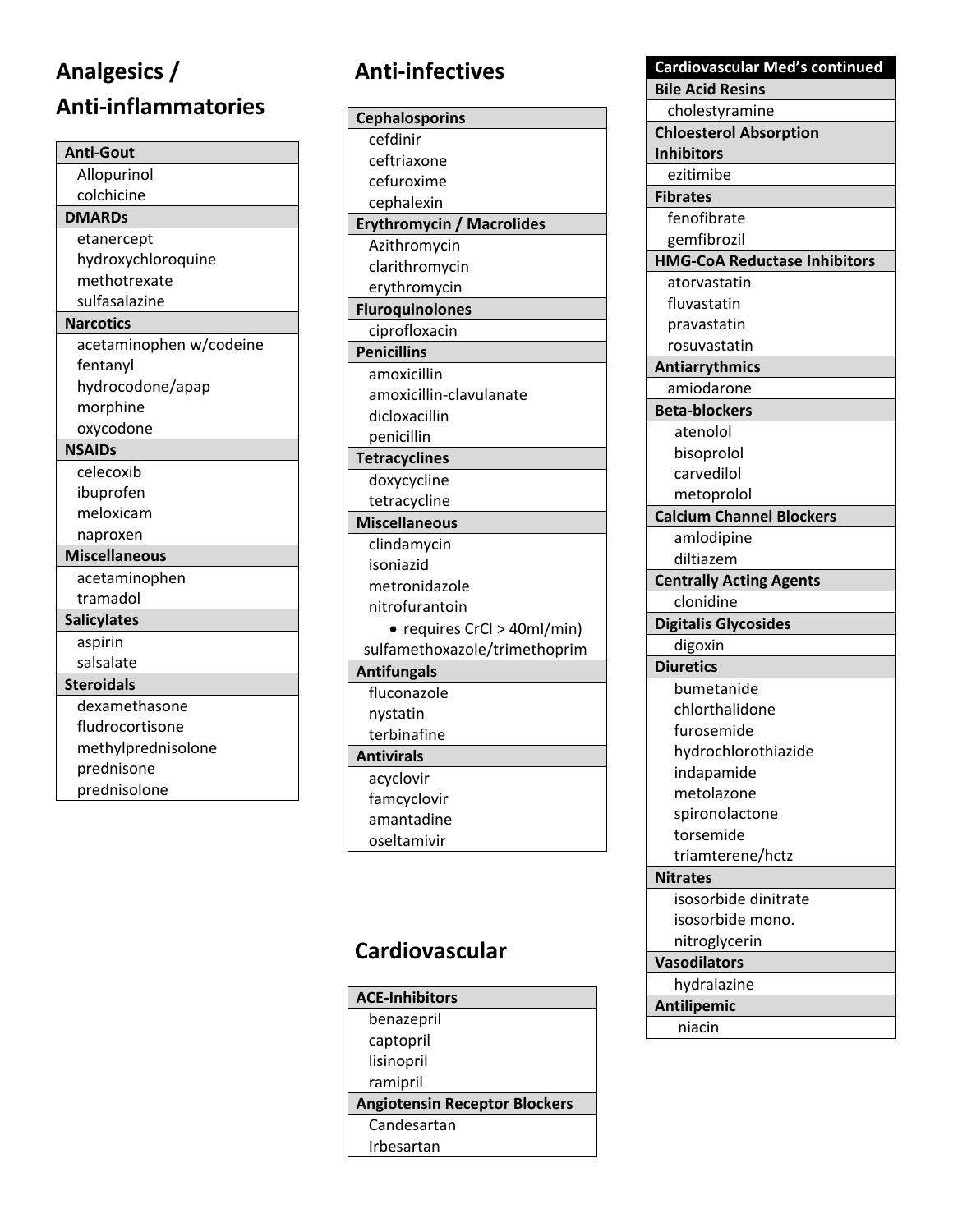## Analgesics / Anti-inflammatories

| Anti-Gout |
|---|
| Allopurinol |
| colchicine |
| **DMARDs** |
| etanercept |
| hydroxychloroquine |
| methotrexate |
| sulfasalazine |
| **Narcotics** |
| acetaminophen w/codeine |
| fentanyl |
| hydrocodone/apap |
| morphine |
| oxycodone |
| **NSAIDs** |
| celecoxib |
| ibuprofen |
| meloxicam |
| naproxen |
| **Miscellaneous** |
| acetaminophen |
| tramadol |
| **Salicylates** |
| aspirin |
| salsalate |
| **Steroidals** |
| dexamethasone |
| fludrocortisone |
| methylprednisolone |
| prednisone |
| prednisolone |

## Anti-infectives

| Cephalosporins |
|---|
| cefdinir |
| ceftriaxone |
| cefuroxime |
| cephalexin |
| **Erythromycin / Macrolides** |
| Azithromycin |
| clarithromycin |
| erythromycin |
| **Fluroquinolones** |
| ciprofloxacin |
| **Penicillins** |
| amoxicillin |
| amoxicillin-clavulanate |
| dicloxacillin |
| penicillin |
| **Tetracyclines** |
| doxycycline |
| tetracycline |
| **Miscellaneous** |
| clindamycin |
| isoniazid |
| metronidazole |
| nitrofurantoin |
| • requires CrCl > 40ml/min) |
| sulfamethoxazole/trimethoprim |
| **Antifungals** |
| fluconazole |
| nystatin |
| terbinafine |
| **Antivirals** |
| acyclovir |
| famcyclovir |
| amantadine |
| oseltamivir |

## Cardiovascular

| ACE-Inhibitors |
|---|
| benazepril |
| captopril |
| lisinopril |
| ramipril |
| **Angiotensin Receptor Blockers** |
| Candesartan |
| Irbesartan |

| Cardiovascular Med's continued |
|---|
| **Bile Acid Resins** |
| cholestyramine |
| **Chloesterol Absorption Inhibitors** |
| ezitimibe |
| **Fibrates** |
| fenofibrate |
| gemfibrozil |
| **HMG-CoA Reductase Inhibitors** |
| atorvastatin |
| fluvastatin |
| pravastatin |
| rosuvastatin |
| **Antiarrythmics** |
| amiodarone |
| **Beta-blockers** |
| atenolol |
| bisoprolol |
| carvedilol |
| metoprolol |
| **Calcium Channel Blockers** |
| amlodipine |
| diltiazem |
| **Centrally Acting Agents** |
| clonidine |
| **Digitalis Glycosides** |
| digoxin |
| **Diuretics** |
| bumetanide |
| chlorthalidone |
| furosemide |
| hydrochlorothiazide |
| indapamide |
| metolazone |
| spironolactone |
| torsemide |
| triamterene/hctz |
| **Nitrates** |
| isosorbide dinitrate |
| isosorbide mono. |
| nitroglycerin |
| **Vasodilators** |
| hydralazine |
| **Antilipemic** |
| niacin |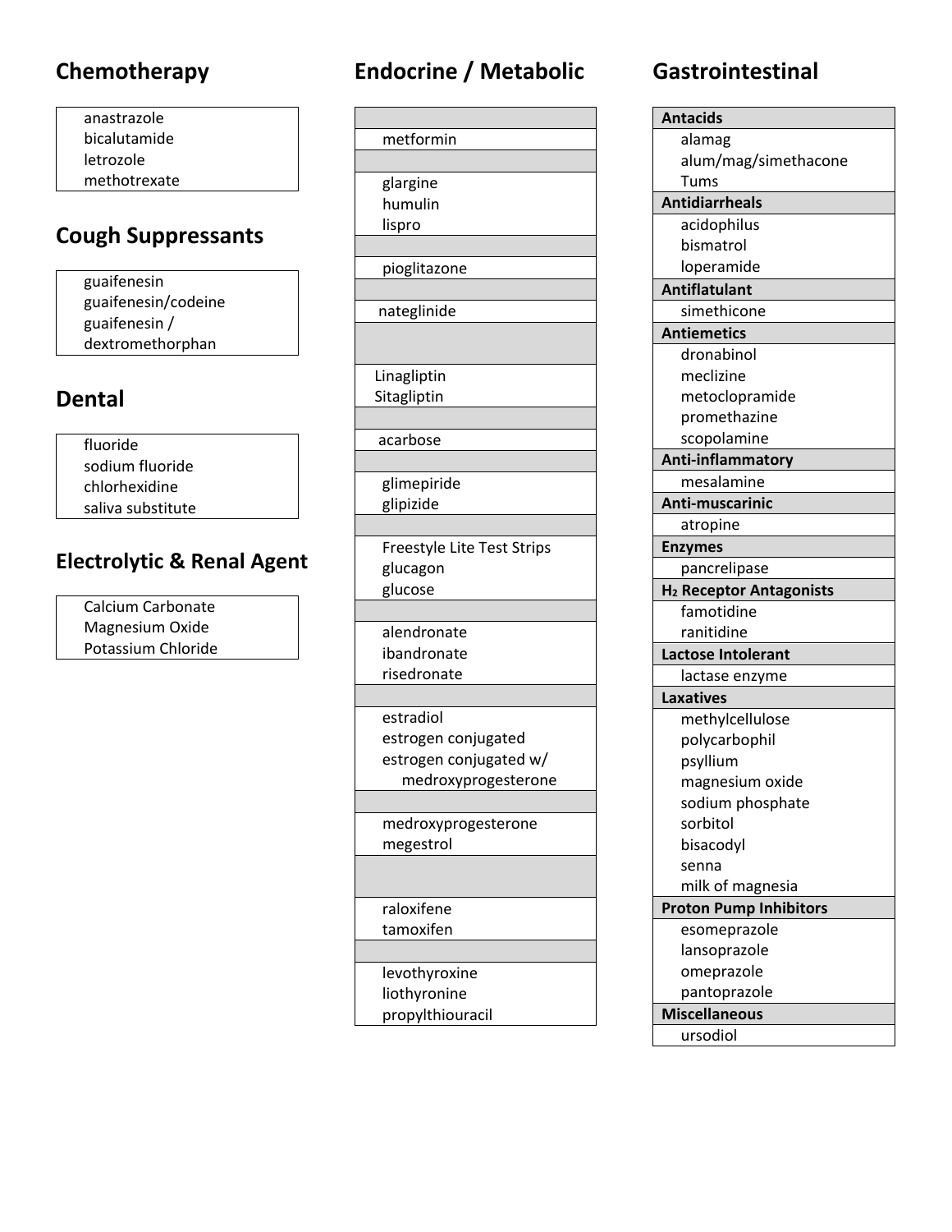## Chemotherapy

| |
|---|
| anastrazole |
| bicalutamide |
| letrozole |
| methotrexate |

## Cough Suppressants

| |
|---|
| guaifenesin |
| guaifenesin/codeine |
| guaifenesin / dextromethorphan |

## Dental

| |
|---|
| fluoride |
| sodium fluoride |
| chlorhexidine |
| saliva substitute |

## Electrolytic & Renal Agent

| |
|---|
| Calcium Carbonate |
| Magnesium Oxide |
| Potassium Chloride |

## Endocrine / Metabolic

| |
|---|
| |
| metformin |
| |
| glargine |
| humulin |
| lispro |
| |
| pioglitazone |
| |
| nateglinide |
| |
| Linagliptin |
| Sitagliptin |
| |
| acarbose |
| |
| glimepiride |
| glipizide |
| |
| Freestyle Lite Test Strips |
| glucagon |
| glucose |
| |
| alendronate |
| ibandronate |
| risedronate |
| |
| estradiol |
| estrogen conjugated |
| estrogen conjugated w/ medroxyprogesterone |
| |
| medroxyprogesterone |
| megestrol |
| |
| raloxifene |
| tamoxifen |
| |
| levothyroxine |
| liothyronine |
| propylthiouracil |

## Gastrointestinal

| **Antacids** |
|---|
| alamag |
| alum/mag/simethacone |
| Tums |
| **Antidiarrheals** |
| acidophilus |
| bismatrol |
| loperamide |
| **Antiflatulant** |
| simethicone |
| **Antiemetics** |
| dronabinol |
| meclizine |
| metoclopramide |
| promethazine |
| scopolamine |
| **Anti-inflammatory** |
| mesalamine |
| **Anti-muscarinic** |
| atropine |
| **Enzymes** |
| pancrelipase |
| **$H_2$ Receptor Antagonists** |
| famotidine |
| ranitidine |
| **Lactose Intolerant** |
| lactase enzyme |
| **Laxatives** |
| methylcellulose |
| polycarbophil |
| psyllium |
| magnesium oxide |
| sodium phosphate |
| sorbitol |
| bisacodyl |
| senna |
| milk of magnesia |
| **Proton Pump Inhibitors** |
| esomeprazole |
| lansoprazole |
| omeprazole |
| pantoprazole |
| **Miscellaneous** |
| ursodiol |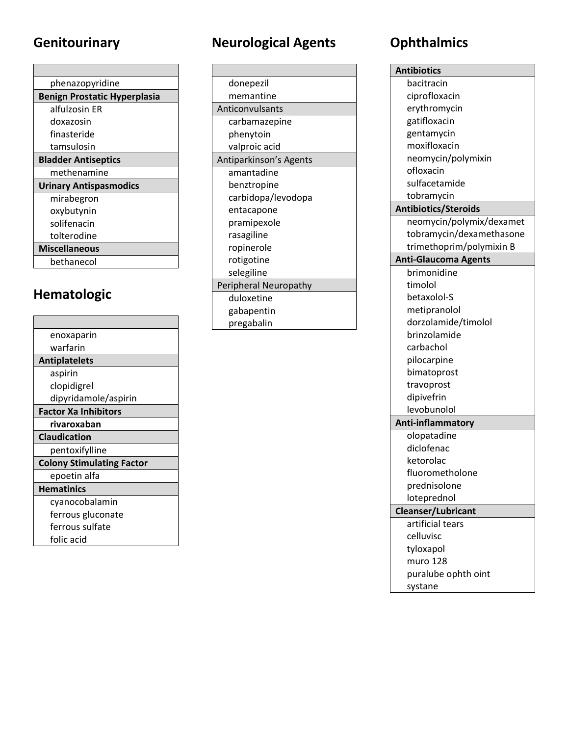## Genitourinary

| |
|---|
| phenazopyridine |
| **Benign Prostatic Hyperplasia** |
| alfulzosin ER |
| doxazosin |
| finasteride |
| tamsulosin |
| **Bladder Antiseptics** |
| methenamine |
| **Urinary Antispasmodics** |
| mirabegron |
| oxybutynin |
| solifenacin |
| tolterodine |
| **Miscellaneous** |
| bethanecol |

## Hematologic

| |
|---|
| enoxaparin |
| warfarin |
| **Antiplatelets** |
| aspirin |
| clopidigrel |
| dipyridamole/aspirin |
| **Factor Xa Inhibitors** |
| **rivaroxaban** |
| **Claudication** |
| pentoxifylline |
| **Colony Stimulating Factor** |
| epoetin alfa |
| **Hematinics** |
| cyanocobalamin |
| ferrous gluconate |
| ferrous sulfate |
| folic acid |

## Neurological Agents

| |
|---|
| donepezil |
| memantine |
| Anticonvulsants |
| carbamazepine |
| phenytoin |
| valproic acid |
| Antiparkinson's Agents |
| amantadine |
| benztropine |
| carbidopa/levodopa |
| entacapone |
| pramipexole |
| rasagiline |
| ropinerole |
| rotigotine |
| selegiline |
| Peripheral Neuropathy |
| duloxetine |
| gabapentin |
| pregabalin |

## Ophthalmics

| **Antibiotics** |
|---|
| bacitracin |
| ciprofloxacin |
| erythromycin |
| gatifloxacin |
| gentamycin |
| moxifloxacin |
| neomycin/polymixin |
| ofloxacin |
| sulfacetamide |
| tobramycin |
| **Antibiotics/Steroids** |
| neomycin/polymix/dexamet |
| tobramycin/dexamethasone |
| trimethoprim/polymixin B |
| **Anti-Glaucoma Agents** |
| brimonidine |
| timolol |
| betaxolol-S |
| metipranolol |
| dorzolamide/timolol |
| brinzolamide |
| carbachol |
| pilocarpine |
| bimatoprost |
| travoprost |
| dipivefrin |
| levobunolol |
| **Anti-inflammatory** |
| olopatadine |
| diclofenac |
| ketorolac |
| fluorometholone |
| prednisolone |
| loteprednol |
| **Cleanser/Lubricant** |
| artificial tears |
| celluvisc |
| tyloxapol |
| muro 128 |
| puralube ophth oint |
| systane |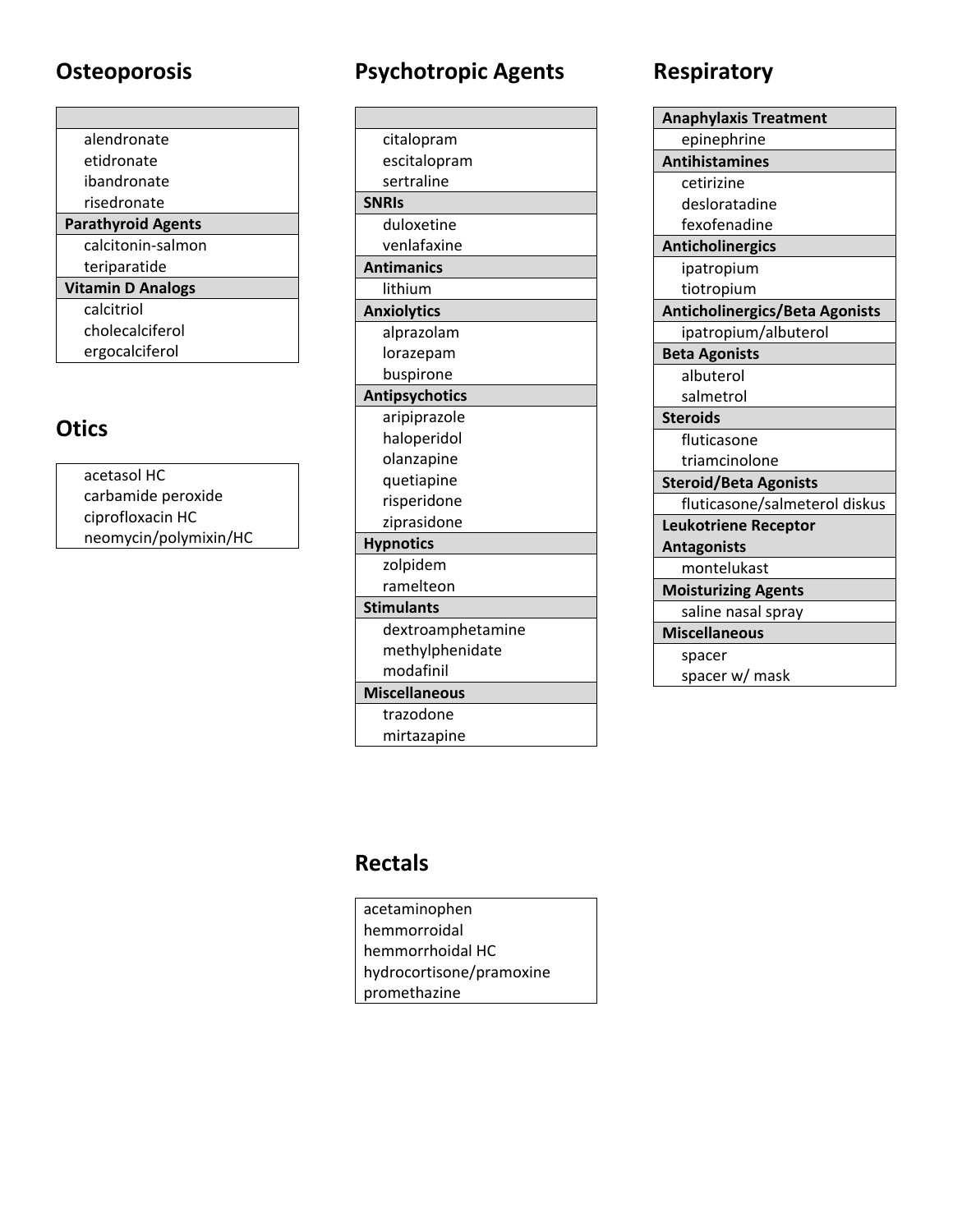## Osteoporosis

| |
|---|
| alendronate |
| etidronate |
| ibandronate |
| risedronate |
| **Parathyroid Agents** |
| calcitonin-salmon |
| teriparatide |
| **Vitamin D Analogs** |
| calcitriol |
| cholecalciferol |
| ergocalciferol |

## Otics

| |
|---|
| acetasol HC |
| carbamide peroxide |
| ciprofloxacin HC |
| neomycin/polymixin/HC |

## Psychotropic Agents

| |
|---|
| citalopram |
| escitalopram |
| sertraline |
| **SNRIs** |
| duloxetine |
| venlafaxine |
| **Antimanics** |
| lithium |
| **Anxiolytics** |
| alprazolam |
| lorazepam |
| buspirone |
| **Antipsychotics** |
| aripiprazole |
| haloperidol |
| olanzapine |
| quetiapine |
| risperidone |
| ziprasidone |
| **Hypnotics** |
| zolpidem |
| ramelteon |
| **Stimulants** |
| dextroamphetamine |
| methylphenidate |
| modafinil |
| **Miscellaneous** |
| trazodone |
| mirtazapine |

## Rectals

| |
|---|
| acetaminophen |
| hemmorroidal |
| hemmorrhoidal HC |
| hydrocortisone/pramoxine |
| promethazine |

## Respiratory

| **Anaphylaxis Treatment** |
|---|
| epinephrine |
| **Antihistamines** |
| cetirizine |
| desloratadine |
| fexofenadine |
| **Anticholinergics** |
| ipatropium |
| tiotropium |
| **Anticholinergics/Beta Agonists** |
| ipatropium/albuterol |
| **Beta Agonists** |
| albuterol |
| salmetrol |
| **Steroids** |
| fluticasone |
| triamcinolone |
| **Steroid/Beta Agonists** |
| fluticasone/salmeterol diskus |
| **Leukotriene Receptor Antagonists** |
| montelukast |
| **Moisturizing Agents** |
| saline nasal spray |
| **Miscellaneous** |
| spacer |
| spacer w/ mask |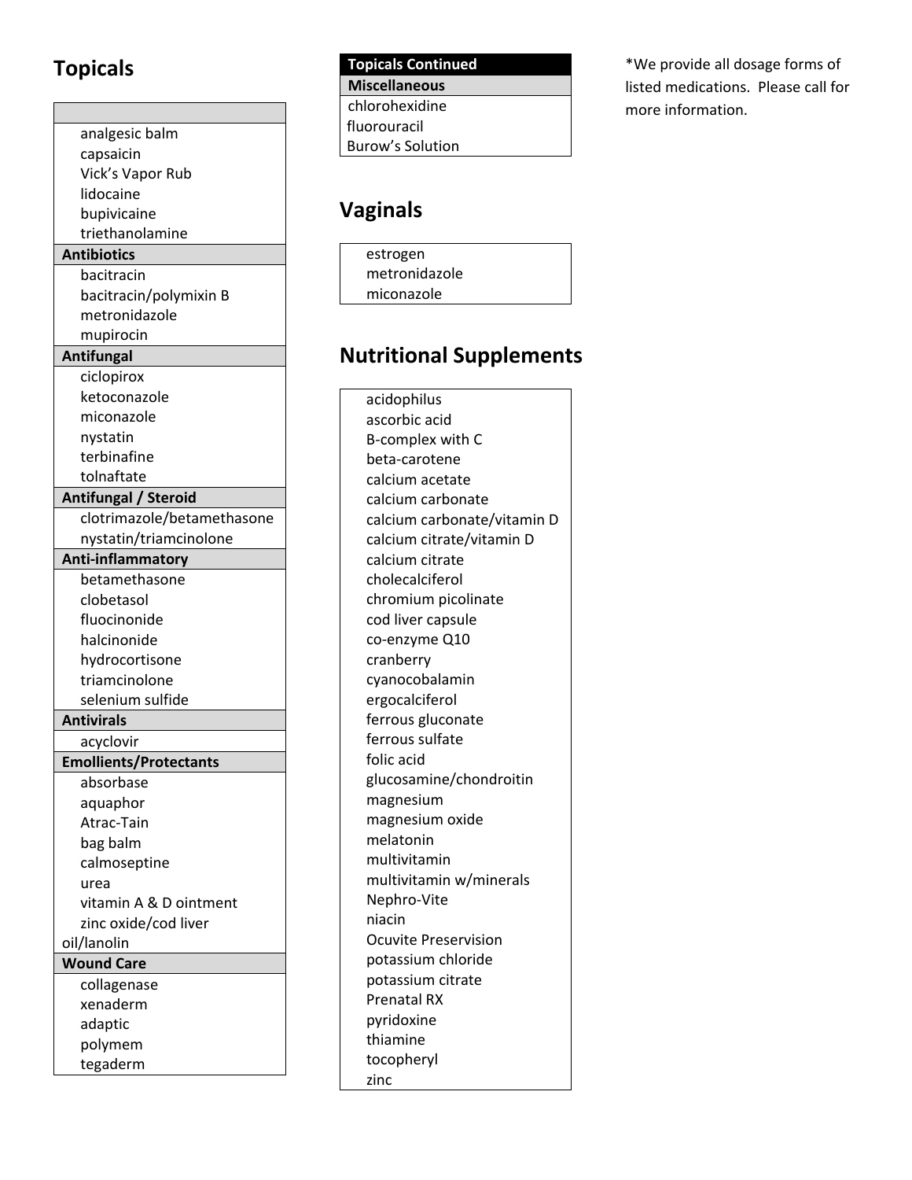# Topicals

| |
|---|
| analgesic balm |
| capsaicin |
| Vick's Vapor Rub |
| lidocaine |
| bupivicaine |
| triethanolamine |
| **Antibiotics** |
| bacitracin |
| bacitracin/polymixin B |
| metronidazole |
| mupirocin |
| **Antifungal** |
| ciclopirox |
| ketoconazole |
| miconazole |
| nystatin |
| terbinafine |
| tolnaftate |
| **Antifungal / Steroid** |
| clotrimazole/betamethasone |
| nystatin/triamcinolone |
| **Anti-inflammatory** |
| betamethasone |
| clobetasol |
| fluocinonide |
| halcinonide |
| hydrocortisone |
| triamcinolone |
| selenium sulfide |
| **Antivirals** |
| acyclovir |
| **Emollients/Protectants** |
| absorbase |
| aquaphor |
| Atrac-Tain |
| bag balm |
| calmoseptine |
| urea |
| vitamin A & D ointment |
| zinc oxide/cod liver oil/lanolin |
| **Wound Care** |
| collagenase |
| xenaderm |
| adaptic |
| polymem |
| tegaderm |

| Topicals Continued |
|---|
| **Miscellaneous** |
| chlorohexidine |
| fluorouracil |
| Burow's Solution |

# Vaginals

| |
|---|
| estrogen |
| metronidazole |
| miconazole |

# Nutritional Supplements

| |
|---|
| acidophilus |
| ascorbic acid |
| B-complex with C |
| beta-carotene |
| calcium acetate |
| calcium carbonate |
| calcium carbonate/vitamin D |
| calcium citrate/vitamin D |
| calcium citrate |
| cholecalciferol |
| chromium picolinate |
| cod liver capsule |
| co-enzyme Q10 |
| cranberry |
| cyanocobalamin |
| ergocalciferol |
| ferrous gluconate |
| ferrous sulfate |
| folic acid |
| glucosamine/chondroitin |
| magnesium |
| magnesium oxide |
| melatonin |
| multivitamin |
| multivitamin w/minerals |
| Nephro-Vite |
| niacin |
| Ocuvite Preservision |
| potassium chloride |
| potassium citrate |
| Prenatal RX |
| pyridoxine |
| thiamine |
| tocopheryl |
| zinc |

*We provide all dosage forms of listed medications. Please call for more information.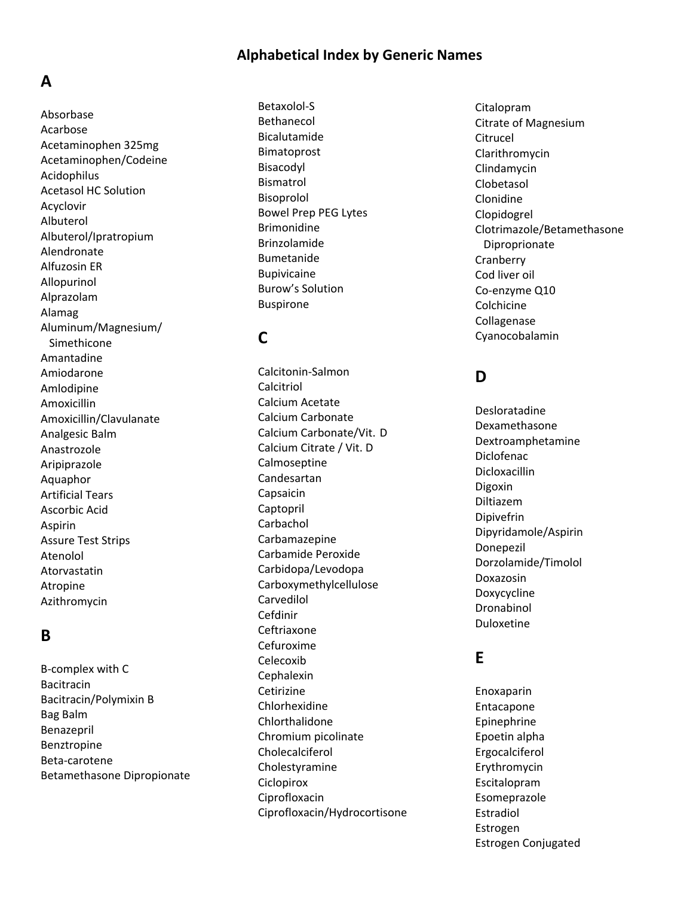# Alphabetical Index by Generic Names

## A

Absorbase
Acarbose
Acetaminophen 325mg
Acetaminophen/Codeine
Acidophilus
Acetasol HC Solution
Acyclovir
Albuterol
Albuterol/Ipratropium
Alendronate
Alfuzosin ER
Allopurinol
Alprazolam
Alamag
Aluminum/Magnesium/Simethicone
Amantadine
Amiodarone
Amlodipine
Amoxicillin
Amoxicillin/Clavulanate
Analgesic Balm
Anastrozole
Aripiprazole
Aquaphor
Artificial Tears
Ascorbic Acid
Aspirin
Assure Test Strips
Atenolol
Atorvastatin
Atropine
Azithromycin

## B

B-complex with C
Bacitracin
Bacitracin/Polymixin B
Bag Balm
Benazepril
Benztropine
Beta-carotene
Betamethasone Dipropionate
Betaxolol-S
Bethanecol
Bicalutamide
Bimatoprost
Bisacodyl
Bismatrol
Bisoprolol
Bowel Prep PEG Lytes
Brimonidine
Brinzolamide
Bumetanide
Bupivicaine
Burow's Solution
Buspirone

## C

Calcitonin-Salmon
Calcitriol
Calcium Acetate
Calcium Carbonate
Calcium Carbonate/Vit. D
Calcium Citrate / Vit. D
Calmoseptine
Candesartan
Capsaicin
Captopril
Carbachol
Carbamazepine
Carbamide Peroxide
Carbidopa/Levodopa
Carboxymethylcellulose
Carvedilol
Cefdinir
Ceftriaxone
Cefuroxime
Celecoxib
Cephalexin
Cetirizine
Chlorhexidine
Chlorthalidone
Chromium picolinate
Cholecalciferol
Cholestyramine
Ciclopirox
Ciprofloxacin
Ciprofloxacin/Hydrocortisone
Citalopram
Citrate of Magnesium
Citrucel
Clarithromycin
Clindamycin
Clobetasol
Clonidine
Clopidogrel
Clotrimazole/Betamethasone Diproprionate
Cranberry
Cod liver oil
Co-enzyme Q10
Colchicine
Collagenase
Cyanocobalamin

## D

Desloratadine
Dexamethasone
Dextroamphetamine
Diclofenac
Dicloxacillin
Digoxin
Diltiazem
Dipivefrin
Dipyridamole/Aspirin
Donepezil
Dorzolamide/Timolol
Doxazosin
Doxycycline
Dronabinol
Duloxetine

## E

Enoxaparin
Entacapone
Epinephrine
Epoetin alpha
Ergocalciferol
Erythromycin
Escitalopram
Esomeprazole
Estradiol
Estrogen
Estrogen Conjugated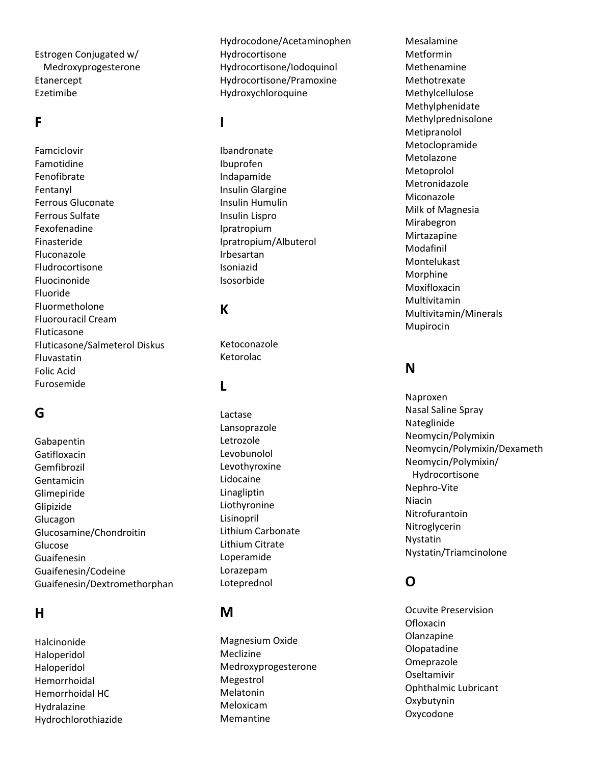Estrogen Conjugated w/
Medroxyprogesterone
Etanercept
Ezetimibe

## F

Famciclovir
Famotidine
Fenofibrate
Fentanyl
Ferrous Gluconate
Ferrous Sulfate
Fexofenadine
Finasteride
Fluconazole
Fludrocortisone
Fluocinonide
Fluoride
Fluormetholone
Fluorouracil Cream
Fluticasone
Fluticasone/Salmeterol Diskus
Fluvastatin
Folic Acid
Furosemide

## G

Gabapentin
Gatifloxacin
Gemfibrozil
Gentamicin
Glimepiride
Glipizide
Glucagon
Glucosamine/Chondroitin
Glucose
Guaifenesin
Guaifenesin/Codeine
Guaifenesin/Dextromethorphan

## H

Halcinonide
Haloperidol
Haloperidol
Hemorrhoidal
Hemorrhoidal HC
Hydralazine
Hydrochlorothiazide
Hydrocodone/Acetaminophen
Hydrocortisone
Hydrocortisone/Iodoquinol
Hydrocortisone/Pramoxine
Hydroxychloroquine

## I

Ibandronate
Ibuprofen
Indapamide
Insulin Glargine
Insulin Humulin
Insulin Lispro
Ipratropium
Ipratropium/Albuterol
Irbesartan
Isoniazid
Isosorbide

## K

Ketoconazole
Ketorolac

## L

Lactase
Lansoprazole
Letrozole
Levobunolol
Levothyroxine
Lidocaine
Linagliptin
Liothyronine
Lisinopril
Lithium Carbonate
Lithium Citrate
Loperamide
Lorazepam
Loteprednol

## M

Magnesium Oxide
Meclizine
Medroxyprogesterone
Megestrol
Melatonin
Meloxicam
Memantine
Mesalamine
Metformin
Methenamine
Methotrexate
Methylcellulose
Methylphenidate
Methylprednisolone
Metipranolol
Metoclopramide
Metolazone
Metoprolol
Metronidazole
Miconazole
Milk of Magnesia
Mirabegron
Mirtazapine
Modafinil
Montelukast
Morphine
Moxifloxacin
Multivitamin
Multivitamin/Minerals
Mupirocin

## N

Naproxen
Nasal Saline Spray
Nateglinide
Neomycin/Polymixin
Neomycin/Polymixin/Dexameth
Neomycin/Polymixin/
Hydrocortisone
Nephro-Vite
Niacin
Nitrofurantoin
Nitroglycerin
Nystatin
Nystatin/Triamcinolone

## O

Ocuvite Preservision
Ofloxacin
Olanzapine
Olopatadine
Omeprazole
Oseltamivir
Ophthalmic Lubricant
Oxybutynin
Oxycodone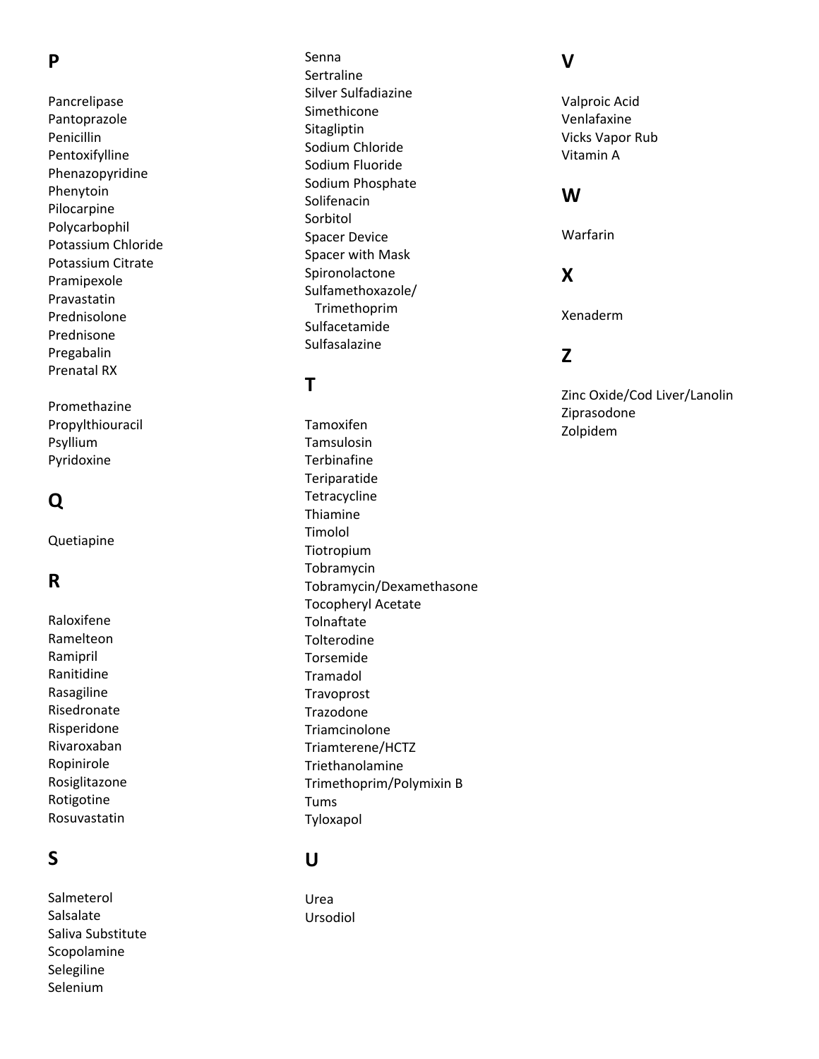## P

Pancrelipase
Pantoprazole
Penicillin
Pentoxifylline
Phenazopyridine
Phenytoin
Pilocarpine
Polycarbophil
Potassium Chloride
Potassium Citrate
Pramipexole
Pravastatin
Prednisolone
Prednisone
Pregabalin
Prenatal RX

Promethazine
Propylthiouracil
Psyllium
Pyridoxine

## Q

Quetiapine

## R

Raloxifene
Ramelteon
Ramipril
Ranitidine
Rasagiline
Risedronate
Risperidone
Rivaroxaban
Ropinirole
Rosiglitazone
Rotigotine
Rosuvastatin

## S

Salmeterol
Salsalate
Saliva Substitute
Scopolamine
Selegiline
Selenium
Senna
Sertraline
Silver Sulfadiazine
Simethicone
Sitagliptin
Sodium Chloride
Sodium Fluoride
Sodium Phosphate
Solifenacin
Sorbitol
Spacer Device
Spacer with Mask
Spironolactone
Sulfamethoxazole/
Trimethoprim
Sulfacetamide
Sulfasalazine

## T

Tamoxifen
Tamsulosin
Terbinafine
Teriparatide
Tetracycline
Thiamine
Timolol
Tiotropium
Tobramycin
Tobramycin/Dexamethasone
Tocopheryl Acetate
Tolnaftate
Tolterodine
Torsemide
Tramadol
Travoprost
Trazodone
Triamcinolone
Triamterene/HCTZ
Triethanolamine
Trimethoprim/Polymixin B
Tums
Tyloxapol

## U

Urea
Ursodiol

## V

Valproic Acid
Venlafaxine
Vicks Vapor Rub
Vitamin A

## W

Warfarin

## X

Xenaderm

## Z

Zinc Oxide/Cod Liver/Lanolin
Ziprasodone
Zolpidem